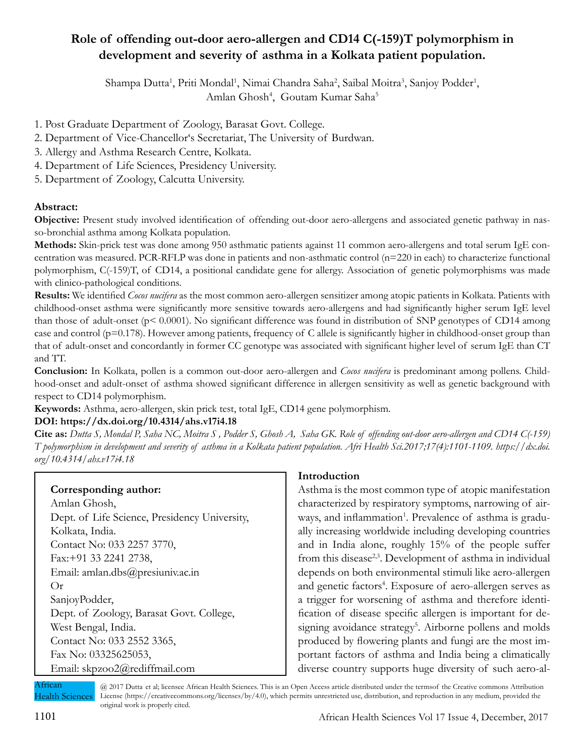# Role of offending out-door aero-allergen and CD14 C(-159)T polymorphism in development and severity of asthma in a Kolkata patient population.

Shampa Dutta[1], Priti Mondal[1], Nimai Chandra Saha[2], Saibal Moitra[3], Sanjoy Podder[1], Amlan Ghosh[4], Goutam Kumar Saha[5]

1. Post Graduate Department of Zoology, Barasat Govt. College.
2. Department of Vice-Chancellor's Secretariat, The University of Burdwan.
3. Allergy and Asthma Research Centre, Kolkata.
4. Department of Life Sciences, Presidency University.
5. Department of Zoology, Calcutta University.

## Abstract:

**Objective:** Present study involved identification of offending out-door aero-allergens and associated genetic pathway in nasso-bronchial asthma among Kolkata population.

**Methods:** Skin-prick test was done among 950 asthmatic patients against 11 common aero-allergens and total serum IgE concentration was measured. PCR-RFLP was done in patients and non-asthmatic control (n=220 in each) to characterize functional polymorphism, C(-159)T, of CD14, a positional candidate gene for allergy. Association of genetic polymorphisms was made with clinico-pathological conditions.

**Results:** We identified *Cocos nucifera* as the most common aero-allergen sensitizer among atopic patients in Kolkata. Patients with childhood-onset asthma were significantly more sensitive towards aero-allergens and had significantly higher serum IgE level than those of adult-onset ($p < 0.0001$). No significant difference was found in distribution of SNP genotypes of CD14 among case and control ($p=0.178$). However among patients, frequency of C allele is significantly higher in childhood-onset group than that of adult-onset and concordantly in former CC genotype was associated with significant higher level of serum IgE than CT and TT.

**Conclusion:** In Kolkata, pollen is a common out-door aero-allergen and *Cocos nucifera* is predominant among pollens. Childhood-onset and adult-onset of asthma showed significant difference in allergen sensitivity as well as genetic background with respect to CD14 polymorphism.

**Keywords:** Asthma, aero-allergen, skin prick test, total IgE, CD14 gene polymorphism.

**DOI: https://dx.doi.org/10.4314/ahs.v17i4.18**

**Cite as:** *Dutta S, Mondal P, Saha NC, Moitra S , Podder S, Ghosh A, Saha GK. Role of offending out-door aero-allergen and CD14 C(-159) T polymorphism in development and severity of asthma in a Kolkata patient population. Afri Health Sci.2017;17(4):1101-1109. https://dx.doi.org/10.4314/ahs.v17i4.18*

**Corresponding author:**
Amlan Ghosh,
Dept. of Life Science, Presidency University,
Kolkata, India.
Contact No: 033 2257 3770,
Fax:+91 33 2241 2738,
Email: amlan.dbs@presiuniv.ac.in
Or
SanjoyPodder,
Dept. of Zoology, Barasat Govt. College,
West Bengal, India.
Contact No: 033 2552 3365,
Fax No: 03325625053,
Email: skpzoo2@rediffmail.com

## Introduction

Asthma is the most common type of atopic manifestation characterized by respiratory symptoms, narrowing of airways, and inflammation[1]. Prevalence of asthma is gradually increasing worldwide including developing countries and in India alone, roughly 15% of the people suffer from this disease[2,3]. Development of asthma in individual depends on both environmental stimuli like aero-allergen and genetic factors[4]. Exposure of aero-allergen serves as a trigger for worsening of asthma and therefore identification of disease specific allergen is important for designing avoidance strategy[5]. Airborne pollens and molds produced by flowering plants and fungi are the most important factors of asthma and India being a climatically diverse country supports huge diversity of such aero-al-

@ 2017 Dutta et al; licensee African Health Sciences. This is an Open Access article distributed under the termsof the Creative commons Attribution License (https://creativecommons.org/licenses/by/4.0), which permits unrestricted use, distribution, and reproduction in any medium, provided the original work is properly cited.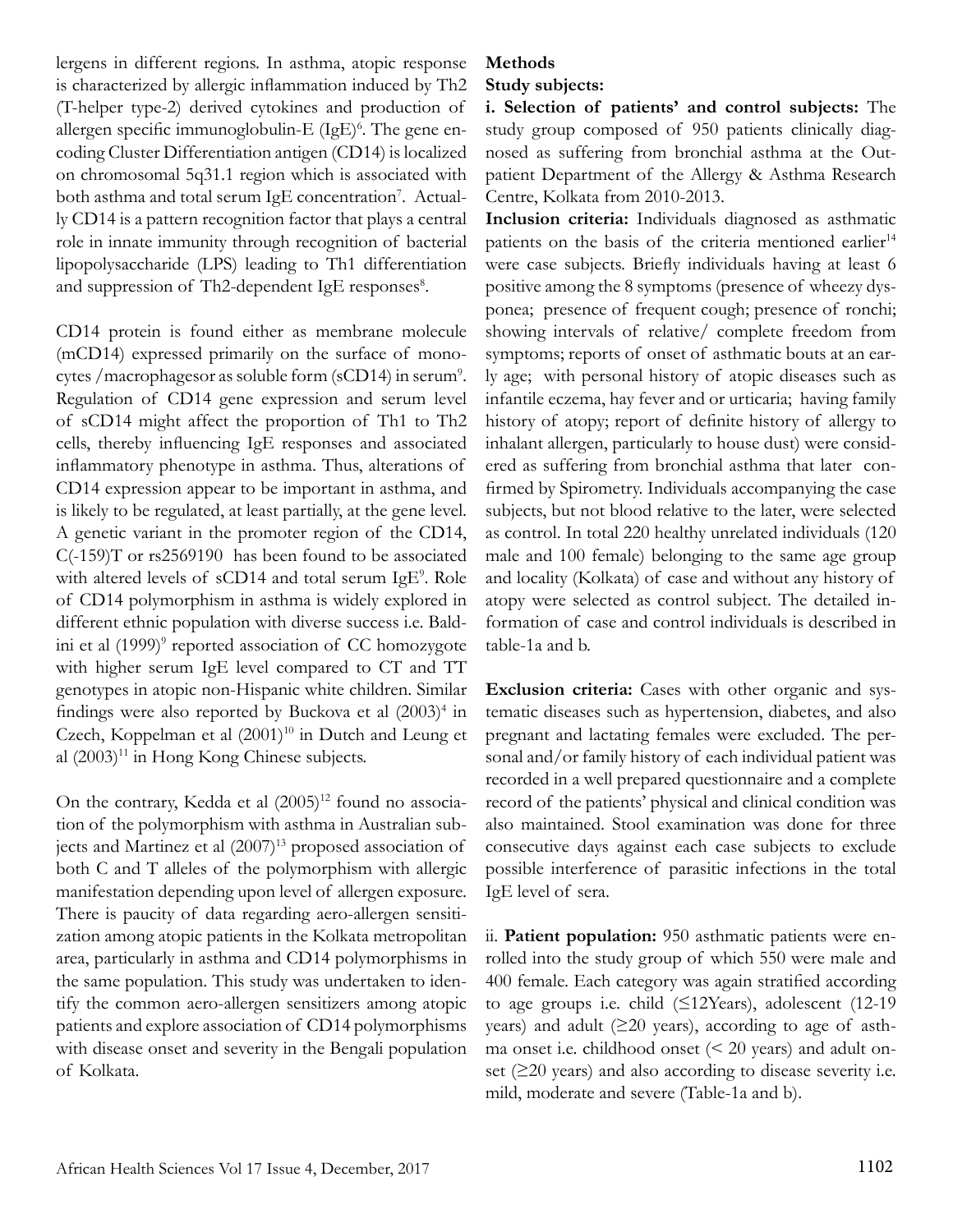lergens in different regions. In asthma, atopic response is characterized by allergic inflammation induced by Th2 (T-helper type-2) derived cytokines and production of allergen specific immunoglobulin-E (IgE)[6]. The gene encoding Cluster Differentiation antigen (CD14) is localized on chromosomal 5q31.1 region which is associated with both asthma and total serum IgE concentration[7]. Actually CD14 is a pattern recognition factor that plays a central role in innate immunity through recognition of bacterial lipopolysaccharide (LPS) leading to Th1 differentiation and suppression of Th2-dependent IgE responses[8].

CD14 protein is found either as membrane molecule (mCD14) expressed primarily on the surface of monocytes /macrophagesor as soluble form (sCD14) in serum[9]. Regulation of CD14 gene expression and serum level of sCD14 might affect the proportion of Th1 to Th2 cells, thereby influencing IgE responses and associated inflammatory phenotype in asthma. Thus, alterations of CD14 expression appear to be important in asthma, and is likely to be regulated, at least partially, at the gene level. A genetic variant in the promoter region of the CD14, C(-159)T or rs2569190 has been found to be associated with altered levels of sCD14 and total serum IgE[9]. Role of CD14 polymorphism in asthma is widely explored in different ethnic population with diverse success i.e. Baldini et al (1999)[9] reported association of CC homozygote with higher serum IgE level compared to CT and TT genotypes in atopic non-Hispanic white children. Similar findings were also reported by Buckova et al (2003)[4] in Czech, Koppelman et al (2001)[10] in Dutch and Leung et al (2003)[11] in Hong Kong Chinese subjects.

On the contrary, Kedda et al (2005)[12] found no association of the polymorphism with asthma in Australian subjects and Martinez et al (2007)[13] proposed association of both C and T alleles of the polymorphism with allergic manifestation depending upon level of allergen exposure. There is paucity of data regarding aero-allergen sensitization among atopic patients in the Kolkata metropolitan area, particularly in asthma and CD14 polymorphisms in the same population. This study was undertaken to identify the common aero-allergen sensitizers among atopic patients and explore association of CD14 polymorphisms with disease onset and severity in the Bengali population of Kolkata.

## Methods

### Study subjects:

**i. Selection of patients' and control subjects:** The study group composed of 950 patients clinically diagnosed as suffering from bronchial asthma at the Outpatient Department of the Allergy & Asthma Research Centre, Kolkata from 2010-2013.

**Inclusion criteria:** Individuals diagnosed as asthmatic patients on the basis of the criteria mentioned earlier[14] were case subjects. Briefly individuals having at least 6 positive among the 8 symptoms (presence of wheezy dysponea; presence of frequent cough; presence of ronchi; showing intervals of relative/ complete freedom from symptoms; reports of onset of asthmatic bouts at an early age; with personal history of atopic diseases such as infantile eczema, hay fever and or urticaria; having family history of atopy; report of definite history of allergy to inhalant allergen, particularly to house dust) were considered as suffering from bronchial asthma that later confirmed by Spirometry. Individuals accompanying the case subjects, but not blood relative to the later, were selected as control. In total 220 healthy unrelated individuals (120 male and 100 female) belonging to the same age group and locality (Kolkata) of case and without any history of atopy were selected as control subject. The detailed information of case and control individuals is described in table-1a and b.

**Exclusion criteria:** Cases with other organic and systematic diseases such as hypertension, diabetes, and also pregnant and lactating females were excluded. The personal and/or family history of each individual patient was recorded in a well prepared questionnaire and a complete record of the patients' physical and clinical condition was also maintained. Stool examination was done for three consecutive days against each case subjects to exclude possible interference of parasitic infections in the total IgE level of sera.

ii. **Patient population:** 950 asthmatic patients were enrolled into the study group of which 550 were male and 400 female. Each category was again stratified according to age groups i.e. child (≤12Years), adolescent (12-19 years) and adult (≥20 years), according to age of asthma onset i.e. childhood onset (< 20 years) and adult onset (≥20 years) and also according to disease severity i.e. mild, moderate and severe (Table-1a and b).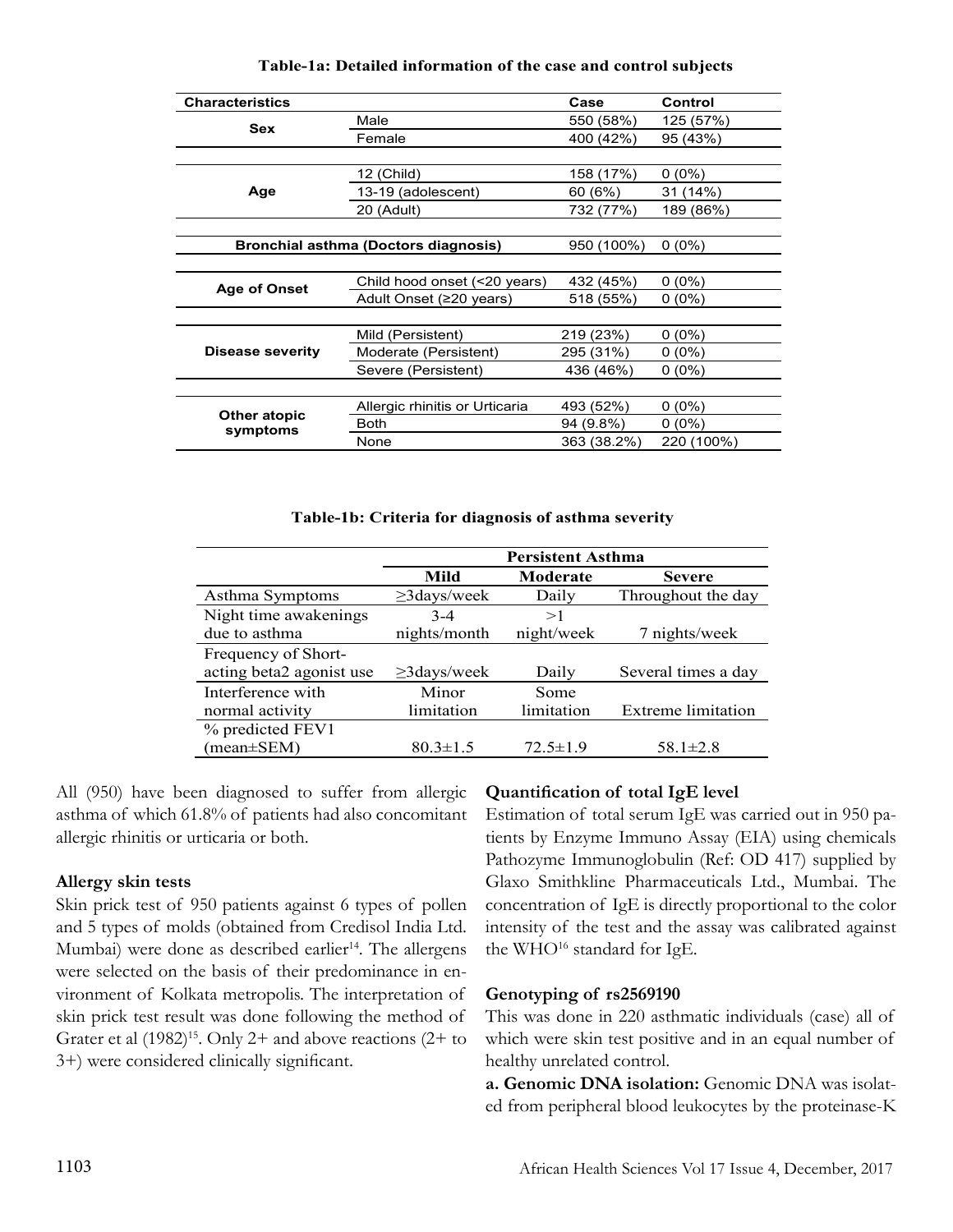**Table-1a: Detailed information of the case and control subjects**

| Characteristics | | Case | Control |
|---|---|---|---|
| Sex | Male | 550 (58%) | 125 (57%) |
| | Female | 400 (42%) | 95 (43%) |
| Age | 12 (Child) | 158 (17%) | 0 (0%) |
| | 13-19 (adolescent) | 60 (6%) | 31 (14%) |
| | 20 (Adult) | 732 (77%) | 189 (86%) |
| Bronchial asthma (Doctors diagnosis) | | 950 (100%) | 0 (0%) |
| Age of Onset | Child hood onset (<20 years) | 432 (45%) | 0 (0%) |
| | Adult Onset (≥20 years) | 518 (55%) | 0 (0%) |
| Disease severity | Mild (Persistent) | 219 (23%) | 0 (0%) |
| | Moderate (Persistent) | 295 (31%) | 0 (0%) |
| | Severe (Persistent) | 436 (46%) | 0 (0%) |
| Other atopic symptoms | Allergic rhinitis or Urticaria | 493 (52%) | 0 (0%) |
| | Both | 94 (9.8%) | 0 (0%) |
| | None | 363 (38.2%) | 220 (100%) |

**Table-1b: Criteria for diagnosis of asthma severity**

| | Persistent Asthma | | |
|---|---|---|---|
| | Mild | Moderate | Severe |
| Asthma Symptoms | ≥3days/week | Daily | Throughout the day |
| Night time awakenings due to asthma | 3-4 nights/month | >1 night/week | 7 nights/week |
| Frequency of Short-acting beta2 agonist use | ≥3days/week | Daily | Several times a day |
| Interference with normal activity | Minor limitation | Some limitation | Extreme limitation |
| % predicted FEV1 (mean±SEM) | 80.3±1.5 | 72.5±1.9 | 58.1±2.8 |

All (950) have been diagnosed to suffer from allergic asthma of which 61.8% of patients had also concomitant allergic rhinitis or urticaria or both.

### Allergy skin tests

Skin prick test of 950 patients against 6 types of pollen and 5 types of molds (obtained from Credisol India Ltd. Mumbai) were done as described earlier[14]. The allergens were selected on the basis of their predominance in environment of Kolkata metropolis. The interpretation of skin prick test result was done following the method of Grater et al (1982)[15]. Only 2+ and above reactions (2+ to 3+) were considered clinically significant.

### Quantification of total IgE level

Estimation of total serum IgE was carried out in 950 patients by Enzyme Immuno Assay (EIA) using chemicals Pathozyme Immunoglobulin (Ref: OD 417) supplied by Glaxo Smithkline Pharmaceuticals Ltd., Mumbai. The concentration of IgE is directly proportional to the color intensity of the test and the assay was calibrated against the WHO[16] standard for IgE.

### Genotyping of rs2569190

This was done in 220 asthmatic individuals (case) all of which were skin test positive and in an equal number of healthy unrelated control.

**a. Genomic DNA isolation:** Genomic DNA was isolated from peripheral blood leukocytes by the proteinase-K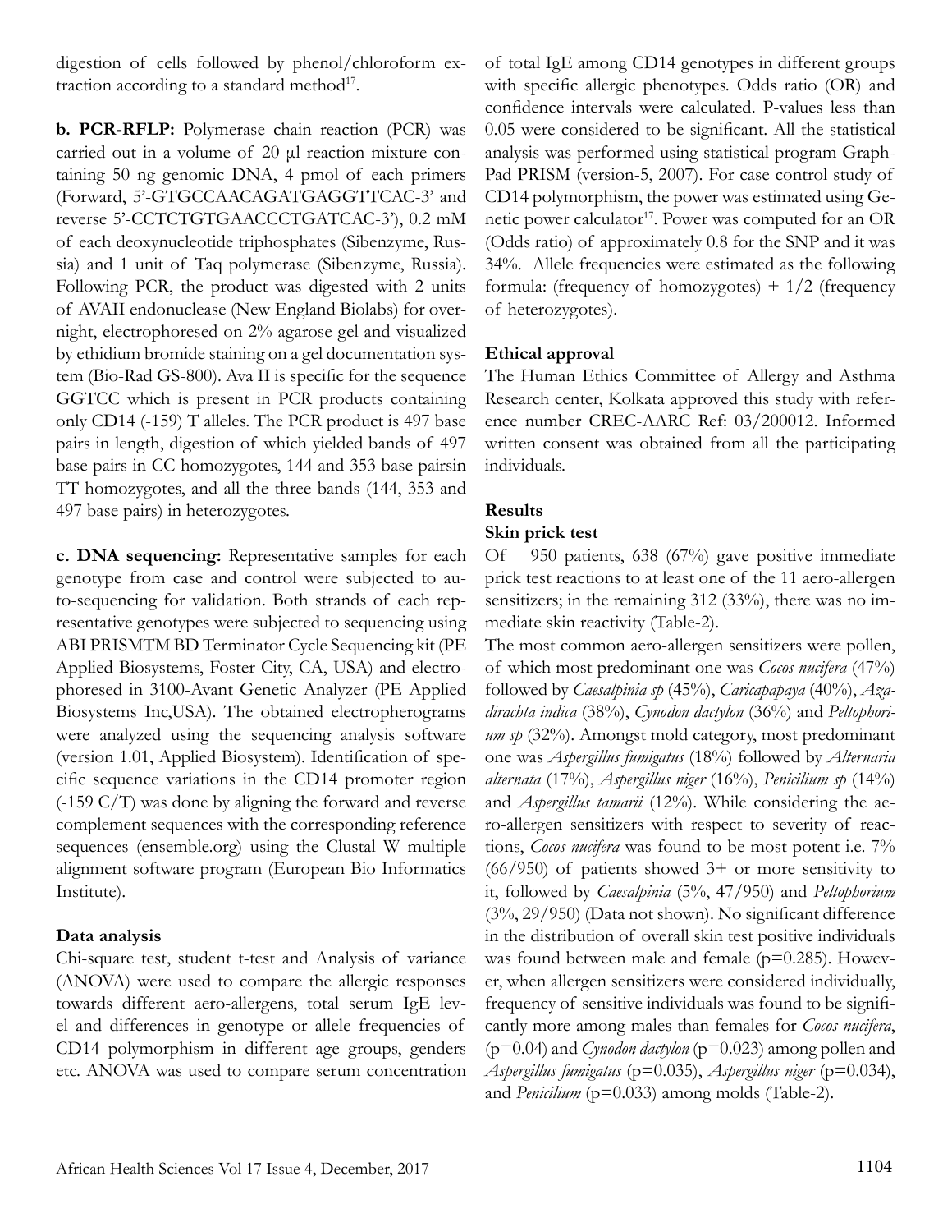digestion of cells followed by phenol/chloroform extraction according to a standard method[17].

**b. PCR-RFLP:** Polymerase chain reaction (PCR) was carried out in a volume of 20 µl reaction mixture containing 50 ng genomic DNA, 4 pmol of each primers (Forward, 5'-GTGCCAACAGATGAGGTTCAC-3' and reverse 5'-CCTCTGTGAACCCTGATCAC-3'), 0.2 mM of each deoxynucleotide triphosphates (Sibenzyme, Russia) and 1 unit of Taq polymerase (Sibenzyme, Russia). Following PCR, the product was digested with 2 units of AVAII endonuclease (New England Biolabs) for overnight, electrophoresed on 2% agarose gel and visualized by ethidium bromide staining on a gel documentation system (Bio-Rad GS-800). Ava II is specific for the sequence GGTCC which is present in PCR products containing only CD14 (-159) T alleles. The PCR product is 497 base pairs in length, digestion of which yielded bands of 497 base pairs in CC homozygotes, 144 and 353 base pairsin TT homozygotes, and all the three bands (144, 353 and 497 base pairs) in heterozygotes.

**c. DNA sequencing:** Representative samples for each genotype from case and control were subjected to auto-sequencing for validation. Both strands of each representative genotypes were subjected to sequencing using ABI PRISMTM BD Terminator Cycle Sequencing kit (PE Applied Biosystems, Foster City, CA, USA) and electrophoresed in 3100-Avant Genetic Analyzer (PE Applied Biosystems Inc,USA). The obtained electropherograms were analyzed using the sequencing analysis software (version 1.01, Applied Biosystem). Identification of specific sequence variations in the CD14 promoter region (-159 C/T) was done by aligning the forward and reverse complement sequences with the corresponding reference sequences (ensemble.org) using the Clustal W multiple alignment software program (European Bio Informatics Institute).

### Data analysis

Chi-square test, student t-test and Analysis of variance (ANOVA) were used to compare the allergic responses towards different aero-allergens, total serum IgE level and differences in genotype or allele frequencies of CD14 polymorphism in different age groups, genders etc. ANOVA was used to compare serum concentration of total IgE among CD14 genotypes in different groups with specific allergic phenotypes. Odds ratio (OR) and confidence intervals were calculated. P-values less than 0.05 were considered to be significant. All the statistical analysis was performed using statistical program GraphPad PRISM (version-5, 2007). For case control study of CD14 polymorphism, the power was estimated using Genetic power calculator[17]. Power was computed for an OR (Odds ratio) of approximately 0.8 for the SNP and it was 34%. Allele frequencies were estimated as the following formula: (frequency of homozygotes) + 1/2 (frequency of heterozygotes).

### Ethical approval

The Human Ethics Committee of Allergy and Asthma Research center, Kolkata approved this study with reference number CREC-AARC Ref: 03/200012. Informed written consent was obtained from all the participating individuals.

## Results

### Skin prick test

Of 950 patients, 638 (67%) gave positive immediate prick test reactions to at least one of the 11 aero-allergen sensitizers; in the remaining 312 (33%), there was no immediate skin reactivity (Table-2).

The most common aero-allergen sensitizers were pollen, of which most predominant one was *Cocos nucifera* (47%) followed by *Caesalpinia sp* (45%), *Caricapapaya* (40%), *Azadirachta indica* (38%), *Cynodon dactylon* (36%) and *Peltophorium sp* (32%). Amongst mold category, most predominant one was *Aspergillus fumigatus* (18%) followed by *Alternaria alternata* (17%), *Aspergillus niger* (16%), *Penicilium sp* (14%) and *Aspergillus tamarii* (12%). While considering the aero-allergen sensitizers with respect to severity of reactions, *Cocos nucifera* was found to be most potent i.e. 7% (66/950) of patients showed 3+ or more sensitivity to it, followed by *Caesalpinia* (5%, 47/950) and *Peltophorium* (3%, 29/950) (Data not shown). No significant difference in the distribution of overall skin test positive individuals was found between male and female (p=0.285). However, when allergen sensitizers were considered individually, frequency of sensitive individuals was found to be significantly more among males than females for *Cocos nucifera*, (p=0.04) and *Cynodon dactylon* (p=0.023) among pollen and *Aspergillus fumigatus* (p=0.035), *Aspergillus niger* (p=0.034), and *Penicilium* (p=0.033) among molds (Table-2).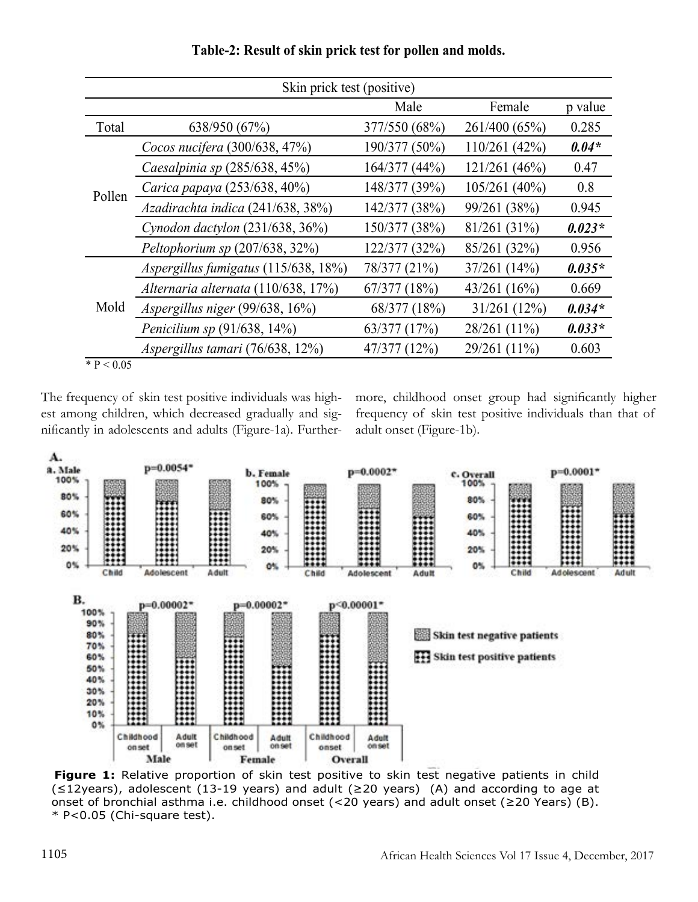**Table-2: Result of skin prick test for pollen and molds.**

| Skin prick test (positive) | | | | |
|---|---|---|---|---|
| | | Male | Female | p value |
| Total | 638/950 (67%) | 377/550 (68%) | 261/400 (65%) | 0.285 |
| Pollen | *Cocos nucifera* (300/638, 47%) | 190/377 (50%) | 110/261 (42%) | ***0.04**** |
| | *Caesalpinia sp* (285/638, 45%) | 164/377 (44%) | 121/261 (46%) | 0.47 |
| | *Carica papaya* (253/638, 40%) | 148/377 (39%) | 105/261 (40%) | 0.8 |
| | *Azadirachta indica* (241/638, 38%) | 142/377 (38%) | 99/261 (38%) | 0.945 |
| | *Cynodon dactylon* (231/638, 36%) | 150/377 (38%) | 81/261 (31%) | ***0.023**** |
| | *Peltophorium sp* (207/638, 32%) | 122/377 (32%) | 85/261 (32%) | 0.956 |
| Mold | *Aspergillus fumigatus* (115/638, 18%) | 78/377 (21%) | 37/261 (14%) | ***0.035**** |
| | *Alternaria alternata* (110/638, 17%) | 67/377 (18%) | 43/261 (16%) | 0.669 |
| | *Aspergillus niger* (99/638, 16%) | 68/377 (18%) | 31/261 (12%) | ***0.034**** |
| | *Penicilium sp* (91/638, 14%) | 63/377 (17%) | 28/261 (11%) | ***0.033**** |
| | *Aspergillus tamari* (76/638, 12%) | 47/377 (12%) | 29/261 (11%) | 0.603 |

* $P < 0.05$

The frequency of skin test positive individuals was highest among children, which decreased gradually and significantly in adolescents and adults (Figure-1a). Furthermore, childhood onset group had significantly higher frequency of skin test positive individuals than that of adult onset (Figure-1b).

**Figure 1:** Relative proportion of skin test positive to skin test negative patients in child (≤12years), adolescent (13-19 years) and adult (≥20 years) (A) and according to age at onset of bronchial asthma i.e. childhood onset (<20 years) and adult onset (≥20 Years) (B). * $P<0.05$ (Chi-square test).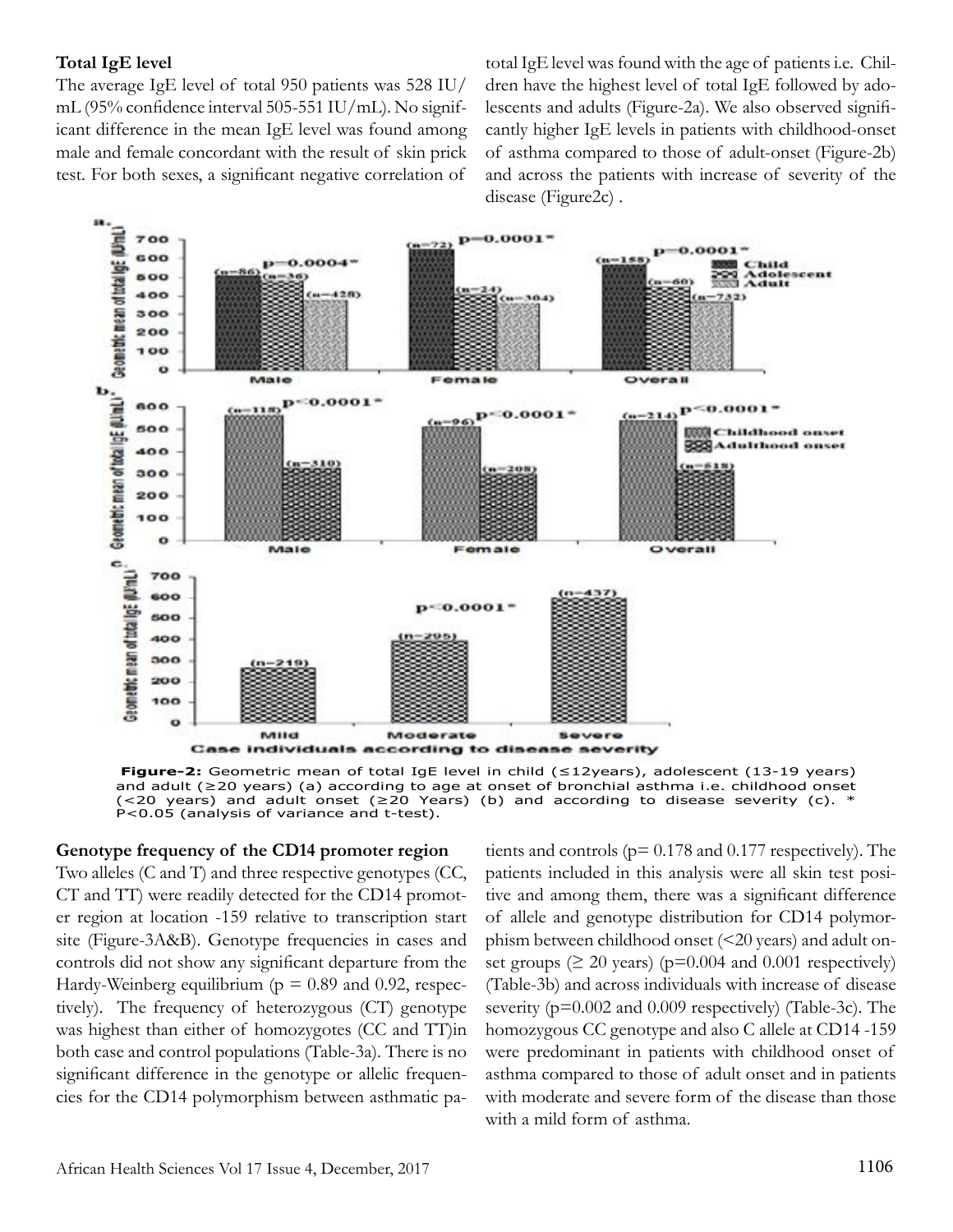### Total IgE level

The average IgE level of total 950 patients was 528 IU/mL (95% confidence interval 505-551 IU/mL). No significant difference in the mean IgE level was found among male and female concordant with the result of skin prick test. For both sexes, a significant negative correlation of total IgE level was found with the age of patients i.e. Children have the highest level of total IgE followed by adolescents and adults (Figure-2a). We also observed significantly higher IgE levels in patients with childhood-onset of asthma compared to those of adult-onset (Figure-2b) and across the patients with increase of severity of the disease (Figure2c) .

**Figure-2:** Geometric mean of total IgE level in child (≤12years), adolescent (13-19 years) and adult (≥20 years) (a) according to age at onset of bronchial asthma i.e. childhood onset (<20 years) and adult onset (≥20 Years) (b) and according to disease severity (c). * P<0.05 (analysis of variance and t-test).

### Genotype frequency of the CD14 promoter region

Two alleles (C and T) and three respective genotypes (CC, CT and TT) were readily detected for the CD14 promoter region at location -159 relative to transcription start site (Figure-3A&B). Genotype frequencies in cases and controls did not show any significant departure from the Hardy-Weinberg equilibrium ($p = 0.89$ and 0.92, respectively). The frequency of heterozygous (CT) genotype was highest than either of homozygotes (CC and TT)in both case and control populations (Table-3a). There is no significant difference in the genotype or allelic frequencies for the CD14 polymorphism between asthmatic patients and controls ($p= 0.178$ and 0.177 respectively). The patients included in this analysis were all skin test positive and among them, there was a significant difference of allele and genotype distribution for CD14 polymorphism between childhood onset (<20 years) and adult onset groups (≥ 20 years) ($p=0.004$ and 0.001 respectively) (Table-3b) and across individuals with increase of disease severity ($p=0.002$ and 0.009 respectively) (Table-3c). The homozygous CC genotype and also C allele at CD14 -159 were predominant in patients with childhood onset of asthma compared to those of adult onset and in patients with moderate and severe form of the disease than those with a mild form of asthma.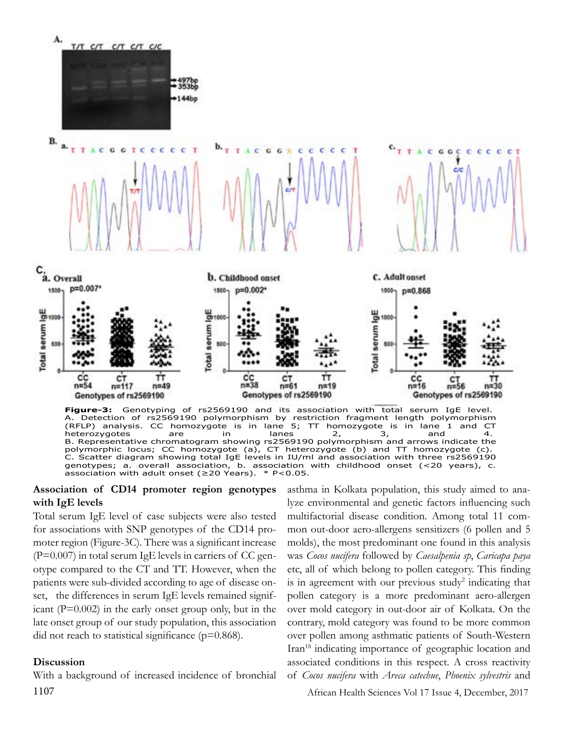**Figure-3:** Genotyping of rs2569190 and its association with total serum IgE level. A. Detection of rs2569190 polymorphism by restriction fragment length polymorphism (RFLP) analysis. CC homozygote is in lane 5; TT homozygote is in lane 1 and CT heterozygotes are in lanes 2, 3, and 4. B. Representative chromatogram showing rs2569190 polymorphism and arrows indicate the polymorphic locus; CC homozygote (a), CT heterozygote (b) and TT homozygote (c). C. Scatter diagram showing total IgE levels in IU/ml and association with three rs2569190 genotypes; a. overall association, b. association with childhood onset (<20 years), c. association with adult onset (≥20 Years). * P<0.05.

### Association of CD14 promoter region genotypes with IgE levels

Total serum IgE level of case subjects were also tested for associations with SNP genotypes of the CD14 promoter region (Figure-3C). There was a significant increase (P=0.007) in total serum IgE levels in carriers of CC genotype compared to the CT and TT. However, when the patients were sub-divided according to age of disease onset, the differences in serum IgE levels remained significant (P=0.002) in the early onset group only, but in the late onset group of our study population, this association did not reach to statistical significance (p=0.868).

## Discussion

With a background of increased incidence of bronchial asthma in Kolkata population, this study aimed to analyze environmental and genetic factors influencing such multifactorial disease condition. Among total 11 common out-door aero-allergens sensitizers (6 pollen and 5 molds), the most predominant one found in this analysis was *Cocos nucifera* followed by *Caesalpenia sp*, *Caricapa paya* etc, all of which belong to pollen category. This finding is in agreement with our previous study[2] indicating that pollen category is a more predominant aero-allergen over mold category in out-door air of Kolkata. On the contrary, mold category was found to be more common over pollen among asthmatic patients of South-Western Iran[18] indicating importance of geographic location and associated conditions in this respect. A cross reactivity of *Cocos nucifera* with *Areca catechue*, *Phoenix sylvestris* and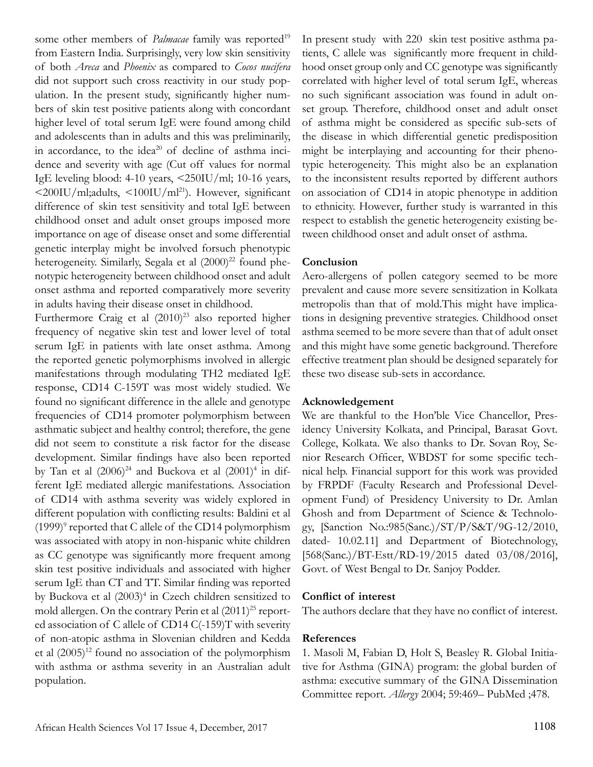some other members of *Palmacae* family was reported[19] from Eastern India. Surprisingly, very low skin sensitivity of both *Areca* and *Phoenix* as compared to *Cocos nucifera* did not support such cross reactivity in our study population. In the present study, significantly higher numbers of skin test positive patients along with concordant higher level of total serum IgE were found among child and adolescents than in adults and this was preliminarily, in accordance, to the idea[20] of decline of asthma incidence and severity with age (Cut off values for normal IgE leveling blood: 4-10 years, <250IU/ml; 10-16 years, <200IU/ml;adults, <100IU/ml[21]). However, significant difference of skin test sensitivity and total IgE between childhood onset and adult onset groups imposed more importance on age of disease onset and some differential genetic interplay might be involved forsuch phenotypic heterogeneity. Similarly, Segala et al (2000)[22] found phenotypic heterogeneity between childhood onset and adult onset asthma and reported comparatively more severity in adults having their disease onset in childhood.

Furthermore Craig et al (2010)[23] also reported higher frequency of negative skin test and lower level of total serum IgE in patients with late onset asthma. Among the reported genetic polymorphisms involved in allergic manifestations through modulating TH2 mediated IgE response, CD14 C-159T was most widely studied. We found no significant difference in the allele and genotype frequencies of CD14 promoter polymorphism between asthmatic subject and healthy control; therefore, the gene did not seem to constitute a risk factor for the disease development. Similar findings have also been reported by Tan et al (2006)[24] and Buckova et al (2001)[4] in different IgE mediated allergic manifestations. Association of CD14 with asthma severity was widely explored in different population with conflicting results: Baldini et al (1999)[9] reported that C allele of the CD14 polymorphism was associated with atopy in non-hispanic white children as CC genotype was significantly more frequent among skin test positive individuals and associated with higher serum IgE than CT and TT. Similar finding was reported by Buckova et al (2003)[4] in Czech children sensitized to mold allergen. On the contrary Perin et al (2011)[25] reported association of C allele of CD14 C(-159)T with severity of non-atopic asthma in Slovenian children and Kedda et al (2005)[12] found no association of the polymorphism with asthma or asthma severity in an Australian adult population.

In present study with 220 skin test positive asthma patients, C allele was significantly more frequent in childhood onset group only and CC genotype was significantly correlated with higher level of total serum IgE, whereas no such significant association was found in adult onset group. Therefore, childhood onset and adult onset of asthma might be considered as specific sub-sets of the disease in which differential genetic predisposition might be interplaying and accounting for their phenotypic heterogeneity. This might also be an explanation to the inconsistent results reported by different authors on association of CD14 in atopic phenotype in addition to ethnicity. However, further study is warranted in this respect to establish the genetic heterogeneity existing between childhood onset and adult onset of asthma.

## Conclusion

Aero-allergens of pollen category seemed to be more prevalent and cause more severe sensitization in Kolkata metropolis than that of mold.This might have implications in designing preventive strategies. Childhood onset asthma seemed to be more severe than that of adult onset and this might have some genetic background. Therefore effective treatment plan should be designed separately for these two disease sub-sets in accordance.

## Acknowledgement

We are thankful to the Hon'ble Vice Chancellor, Presidency University Kolkata, and Principal, Barasat Govt. College, Kolkata. We also thanks to Dr. Sovan Roy, Senior Research Officer, WBDST for some specific technical help. Financial support for this work was provided by FRPDF (Faculty Research and Professional Development Fund) of Presidency University to Dr. Amlan Ghosh and from Department of Science & Technology, [Sanction No.:985(Sanc.)/ST/P/S&T/9G-12/2010, dated- 10.02.11] and Department of Biotechnology, [568(Sanc.)/BT-Estt/RD-19/2015 dated 03/08/2016], Govt. of West Bengal to Dr. Sanjoy Podder.

## Conflict of interest

The authors declare that they have no conflict of interest.

## References

1. Masoli M, Fabian D, Holt S, Beasley R. Global Initiative for Asthma (GINA) program: the global burden of asthma: executive summary of the GINA Dissemination Committee report. *Allergy* 2004; 59:469– PubMed ;478.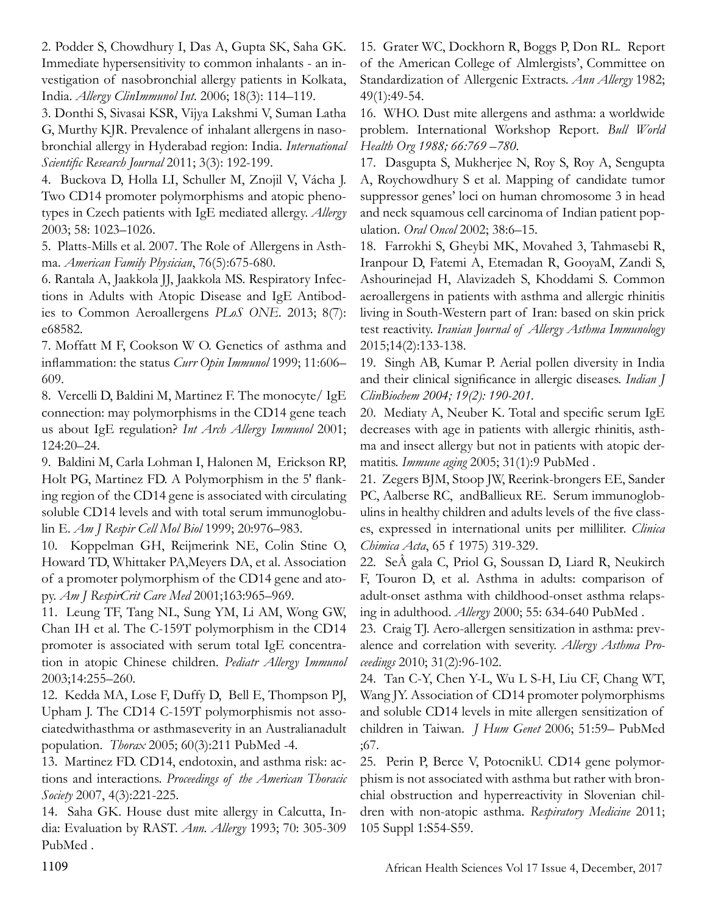2. Podder S, Chowdhury I, Das A, Gupta SK, Saha GK. Immediate hypersensitivity to common inhalants - an investigation of nasobronchial allergy patients in Kolkata, India. *Allergy ClinImmunol Int.* 2006; 18(3): 114–119.

3. Donthi S, Sivasai KSR, Vijya Lakshmi V, Suman Latha G, Murthy KJR. Prevalence of inhalant allergens in nasobronchial allergy in Hyderabad region: India. *International Scientific Research Journal* 2011; 3(3): 192-199.

4. Buckova D, Holla LI, Schuller M, Znojil V, Vácha J. Two CD14 promoter polymorphisms and atopic phenotypes in Czech patients with IgE mediated allergy. *Allergy* 2003; 58: 1023–1026.

5. Platts-Mills et al. 2007. The Role of Allergens in Asthma. *American Family Physician*, 76(5):675-680.

6. Rantala A, Jaakkola JJ, Jaakkola MS. Respiratory Infections in Adults with Atopic Disease and IgE Antibodies to Common Aeroallergens *PLoS ONE*. 2013; 8(7): e68582.

7. Moffatt M F, Cookson W O. Genetics of asthma and inflammation: the status *Curr Opin Immunol* 1999; 11:606–609.

8. Vercelli D, Baldini M, Martinez F. The monocyte/ IgE connection: may polymorphisms in the CD14 gene teach us about IgE regulation? *Int Arch Allergy Immunol* 2001; 124:20–24.

9. Baldini M, Carla Lohman I, Halonen M, Erickson RP, Holt PG, Martinez FD. A Polymorphism in the 5' flanking region of the CD14 gene is associated with circulating soluble CD14 levels and with total serum immunoglobulin E. *Am J Respir Cell Mol Biol* 1999; 20:976–983.

10. Koppelman GH, Reijmerink NE, Colin Stine O, Howard TD, Whittaker PA,Meyers DA, et al. Association of a promoter polymorphism of the CD14 gene and atopy. *Am J RespirCrit Care Med* 2001;163:965–969.

11. Leung TF, Tang NL, Sung YM, Li AM, Wong GW, Chan IH et al. The C-159T polymorphism in the CD14 promoter is associated with serum total IgE concentration in atopic Chinese children. *Pediatr Allergy Immunol* 2003;14:255–260.

12. Kedda MA, Lose F, Duffy D, Bell E, Thompson PJ, Upham J. The CD14 C-159T polymorphismis not associatedwithasthma or asthmaseverity in an Australianadult population. *Thorax* 2005; 60(3):211 PubMed -4.

13. Martinez FD. CD14, endotoxin, and asthma risk: actions and interactions. *Proceedings of the American Thoracic Society* 2007, 4(3):221-225.

14. Saha GK. House dust mite allergy in Calcutta, India: Evaluation by RAST. *Ann. Allergy* 1993; 70: 305-309 PubMed .

15. Grater WC, Dockhorn R, Boggs P, Don RL. Report of the American College of Almlergists', Committee on Standardization of Allergenic Extracts. *Ann Allergy* 1982; 49(1):49-54.

16. WHO. Dust mite allergens and asthma: a worldwide problem. International Workshop Report. *Bull World Health Org 1988; 66:769 –780.*

17. Dasgupta S, Mukherjee N, Roy S, Roy A, Sengupta A, Roychowdhury S et al. Mapping of candidate tumor suppressor genes' loci on human chromosome 3 in head and neck squamous cell carcinoma of Indian patient population. *Oral Oncol* 2002; 38:6–15.

18. Farrokhi S, Gheybi MK, Movahed 3, Tahmasebi R, Iranpour D, Fatemi A, Etemadan R, GooyaM, Zandi S, Ashourinejad H, Alavizadeh S, Khoddami S. Common aeroallergens in patients with asthma and allergic rhinitis living in South-Western part of Iran: based on skin prick test reactivity. *Iranian Journal of Allergy Asthma Immunology* 2015;14(2):133-138.

19. Singh AB, Kumar P. Aerial pollen diversity in India and their clinical significance in allergic diseases. *Indian J ClinBiochem 2004; 19(2): 190-201.*

20. Mediaty A, Neuber K. Total and specific serum IgE decreases with age in patients with allergic rhinitis, asthma and insect allergy but not in patients with atopic dermatitis. *Immune aging* 2005; 31(1):9 PubMed .

21. Zegers BJM, Stoop JW, Reerink-brongers EE, Sander PC, Aalberse RC, andBallieux RE. Serum immunoglobulins in healthy children and adults levels of the five classes, expressed in international units per milliliter. *Clinica Chimica Acta*, 65 f 1975) 319-329.

22. SeÂ gala C, Priol G, Soussan D, Liard R, Neukirch F, Touron D, et al. Asthma in adults: comparison of adult-onset asthma with childhood-onset asthma relapsing in adulthood. *Allergy* 2000; 55: 634-640 PubMed .

23. Craig TJ. Aero-allergen sensitization in asthma: prevalence and correlation with severity. *Allergy Asthma Proceedings* 2010; 31(2):96-102.

24. Tan C-Y, Chen Y-L, Wu L S-H, Liu CF, Chang WT, Wang JY. Association of CD14 promoter polymorphisms and soluble CD14 levels in mite allergen sensitization of children in Taiwan. *J Hum Genet* 2006; 51:59– PubMed ;67.

25. Perin P, Berce V, PotocnikU. CD14 gene polymorphism is not associated with asthma but rather with bronchial obstruction and hyperreactivity in Slovenian children with non-atopic asthma. *Respiratory Medicine* 2011; 105 Suppl 1:S54-S59.